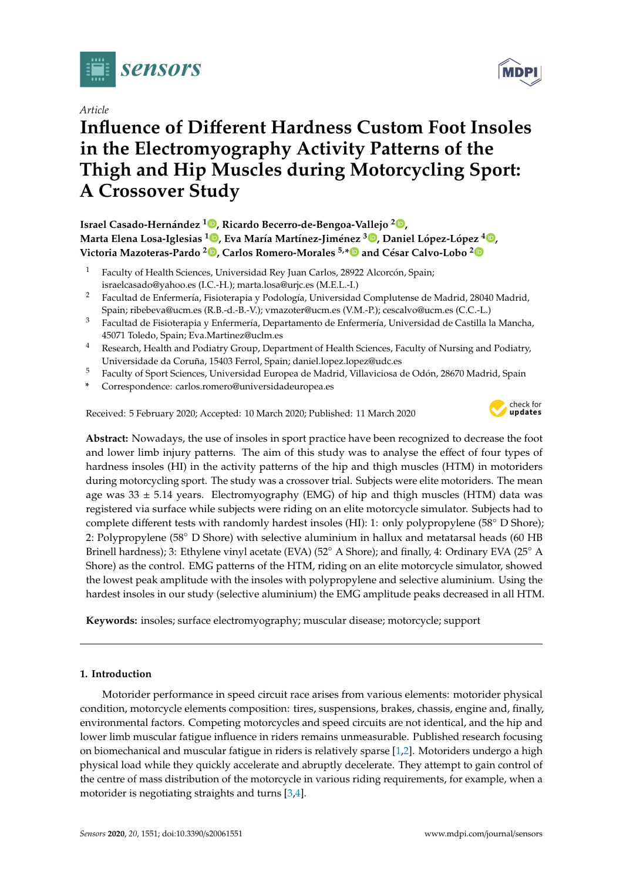*Article*

# Influence of Different Hardness Custom Foot Insoles in the Electromyography Activity Patterns of the Thigh and Hip Muscles during Motorcycling Sport: A Crossover Study

**Israel Casado-Hernández [1], Ricardo Becerro-de-Bengoa-Vallejo [2], Marta Elena Losa-Iglesias [1], Eva María Martínez-Jiménez [3], Daniel López-López [4], Victoria Mazoteras-Pardo [2], Carlos Romero-Morales [5,*] and César Calvo-Lobo [2]**

1. Faculty of Health Sciences, Universidad Rey Juan Carlos, 28922 Alcorcón, Spain; israelcasado@yahoo.es (I.C.-H.); marta.losa@urjc.es (M.E.L.-I.)
2. Facultad de Enfermería, Fisioterapia y Podología, Universidad Complutense de Madrid, 28040 Madrid, Spain; ribebeva@ucm.es (R.B.-d.-B.-V.); vmazoter@ucm.es (V.M.-P.); cescalvo@ucm.es (C.C.-L.)
3. Facultad de Fisioterapia y Enfermería, Departamento de Enfermería, Universidad de Castilla la Mancha, 45071 Toledo, Spain; Eva.Martinez@uclm.es
4. Research, Health and Podiatry Group, Department of Health Sciences, Faculty of Nursing and Podiatry, Universidade da Coruña, 15403 Ferrol, Spain; daniel.lopez.lopez@udc.es
5. Faculty of Sport Sciences, Universidad Europea de Madrid, Villaviciosa de Odón, 28670 Madrid, Spain

\* Correspondence: carlos.romero@universidadeuropea.es

Received: 5 February 2020; Accepted: 10 March 2020; Published: 11 March 2020

**Abstract:** Nowadays, the use of insoles in sport practice have been recognized to decrease the foot and lower limb injury patterns. The aim of this study was to analyse the effect of four types of hardness insoles (HI) in the activity patterns of the hip and thigh muscles (HTM) in motoriders during motorcycling sport. The study was a crossover trial. Subjects were elite motoriders. The mean age was 33 ± 5.14 years. Electromyography (EMG) of hip and thigh muscles (HTM) data was registered via surface while subjects were riding on an elite motorcycle simulator. Subjects had to complete different tests with randomly hardest insoles (HI): 1: only polypropylene (58° D Shore); 2: Polypropylene (58° D Shore) with selective aluminium in hallux and metatarsal heads (60 HB Brinell hardness); 3: Ethylene vinyl acetate (EVA) (52° A Shore); and finally, 4: Ordinary EVA (25° A Shore) as the control. EMG patterns of the HTM, riding on an elite motorcycle simulator, showed the lowest peak amplitude with the insoles with polypropylene and selective aluminium. Using the hardest insoles in our study (selective aluminium) the EMG amplitude peaks decreased in all HTM.

**Keywords:** insoles; surface electromyography; muscular disease; motorcycle; support

## 1. Introduction

Motorider performance in speed circuit race arises from various elements: motorider physical condition, motorcycle elements composition: tires, suspensions, brakes, chassis, engine and, finally, environmental factors. Competing motorcycles and speed circuits are not identical, and the hip and lower limb muscular fatigue influence in riders remains unmeasurable. Published research focusing on biomechanical and muscular fatigue in riders is relatively sparse [1,2]. Motoriders undergo a high physical load while they quickly accelerate and abruptly decelerate. They attempt to gain control of the centre of mass distribution of the motorcycle in various riding requirements, for example, when a motorider is negotiating straights and turns [3,4].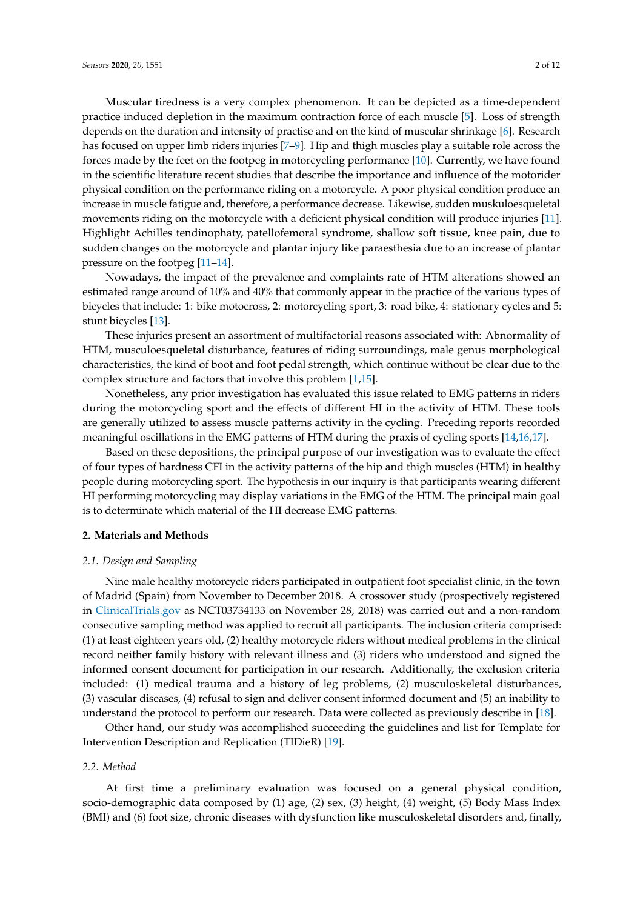Muscular tiredness is a very complex phenomenon. It can be depicted as a time-dependent practice induced depletion in the maximum contraction force of each muscle [5]. Loss of strength depends on the duration and intensity of practise and on the kind of muscular shrinkage [6]. Research has focused on upper limb riders injuries [7–9]. Hip and thigh muscles play a suitable role across the forces made by the feet on the footpeg in motorcycling performance [10]. Currently, we have found in the scientific literature recent studies that describe the importance and influence of the motorider physical condition on the performance riding on a motorcycle. A poor physical condition produce an increase in muscle fatigue and, therefore, a performance decrease. Likewise, sudden muskuloesqueletal movements riding on the motorcycle with a deficient physical condition will produce injuries [11]. Highlight Achilles tendinophaty, patellofemoral syndrome, shallow soft tissue, knee pain, due to sudden changes on the motorcycle and plantar injury like paraesthesia due to an increase of plantar pressure on the footpeg [11–14].

Nowadays, the impact of the prevalence and complaints rate of HTM alterations showed an estimated range around of 10% and 40% that commonly appear in the practice of the various types of bicycles that include: 1: bike motocross, 2: motorcycling sport, 3: road bike, 4: stationary cycles and 5: stunt bicycles [13].

These injuries present an assortment of multifactorial reasons associated with: Abnormality of HTM, musculoesqueletal disturbance, features of riding surroundings, male genus morphological characteristics, the kind of boot and foot pedal strength, which continue without be clear due to the complex structure and factors that involve this problem [1,15].

Nonetheless, any prior investigation has evaluated this issue related to EMG patterns in riders during the motorcycling sport and the effects of different HI in the activity of HTM. These tools are generally utilized to assess muscle patterns activity in the cycling. Preceding reports recorded meaningful oscillations in the EMG patterns of HTM during the praxis of cycling sports [14,16,17].

Based on these depositions, the principal purpose of our investigation was to evaluate the effect of four types of hardness CFI in the activity patterns of the hip and thigh muscles (HTM) in healthy people during motorcycling sport. The hypothesis in our inquiry is that participants wearing different HI performing motorcycling may display variations in the EMG of the HTM. The principal main goal is to determinate which material of the HI decrease EMG patterns.

## 2. Materials and Methods

### 2.1. Design and Sampling

Nine male healthy motorcycle riders participated in outpatient foot specialist clinic, in the town of Madrid (Spain) from November to December 2018. A crossover study (prospectively registered in ClinicalTrials.gov as NCT03734133 on November 28, 2018) was carried out and a non-random consecutive sampling method was applied to recruit all participants. The inclusion criteria comprised: (1) at least eighteen years old, (2) healthy motorcycle riders without medical problems in the clinical record neither family history with relevant illness and (3) riders who understood and signed the informed consent document for participation in our research. Additionally, the exclusion criteria included: (1) medical trauma and a history of leg problems, (2) musculoskeletal disturbances, (3) vascular diseases, (4) refusal to sign and deliver consent informed document and (5) an inability to understand the protocol to perform our research. Data were collected as previously describe in [18].

Other hand, our study was accomplished succeeding the guidelines and list for Template for Intervention Description and Replication (TIDieR) [19].

### 2.2. Method

At first time a preliminary evaluation was focused on a general physical condition, socio-demographic data composed by (1) age, (2) sex, (3) height, (4) weight, (5) Body Mass Index (BMI) and (6) foot size, chronic diseases with dysfunction like musculoskeletal disorders and, finally,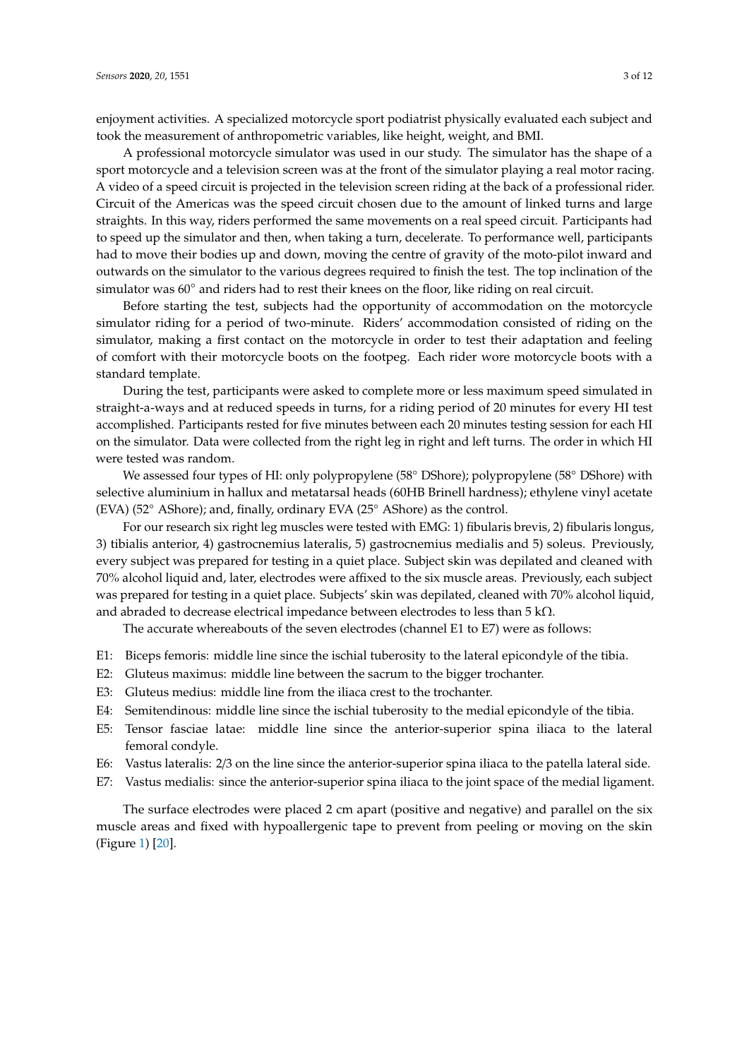enjoyment activities. A specialized motorcycle sport podiatrist physically evaluated each subject and took the measurement of anthropometric variables, like height, weight, and BMI.

A professional motorcycle simulator was used in our study. The simulator has the shape of a sport motorcycle and a television screen was at the front of the simulator playing a real motor racing. A video of a speed circuit is projected in the television screen riding at the back of a professional rider. Circuit of the Americas was the speed circuit chosen due to the amount of linked turns and large straights. In this way, riders performed the same movements on a real speed circuit. Participants had to speed up the simulator and then, when taking a turn, decelerate. To performance well, participants had to move their bodies up and down, moving the centre of gravity of the moto-pilot inward and outwards on the simulator to the various degrees required to finish the test. The top inclination of the simulator was 60° and riders had to rest their knees on the floor, like riding on real circuit.

Before starting the test, subjects had the opportunity of accommodation on the motorcycle simulator riding for a period of two-minute. Riders' accommodation consisted of riding on the simulator, making a first contact on the motorcycle in order to test their adaptation and feeling of comfort with their motorcycle boots on the footpeg. Each rider wore motorcycle boots with a standard template.

During the test, participants were asked to complete more or less maximum speed simulated in straight-a-ways and at reduced speeds in turns, for a riding period of 20 minutes for every HI test accomplished. Participants rested for five minutes between each 20 minutes testing session for each HI on the simulator. Data were collected from the right leg in right and left turns. The order in which HI were tested was random.

We assessed four types of HI: only polypropylene (58° DShore); polypropylene (58° DShore) with selective aluminium in hallux and metatarsal heads (60HB Brinell hardness); ethylene vinyl acetate (EVA) (52° AShore); and, finally, ordinary EVA (25° AShore) as the control.

For our research six right leg muscles were tested with EMG: 1) fibularis brevis, 2) fibularis longus, 3) tibialis anterior, 4) gastrocnemius lateralis, 5) gastrocnemius medialis and 5) soleus. Previously, every subject was prepared for testing in a quiet place. Subject skin was depilated and cleaned with 70% alcohol liquid and, later, electrodes were affixed to the six muscle areas. Previously, each subject was prepared for testing in a quiet place. Subjects' skin was depilated, cleaned with 70% alcohol liquid, and abraded to decrease electrical impedance between electrodes to less than 5 kΩ.

The accurate whereabouts of the seven electrodes (channel E1 to E7) were as follows:

- E1: Biceps femoris: middle line since the ischial tuberosity to the lateral epicondyle of the tibia.
- E2: Gluteus maximus: middle line between the sacrum to the bigger trochanter.
- E3: Gluteus medius: middle line from the iliaca crest to the trochanter.
- E4: Semitendinous: middle line since the ischial tuberosity to the medial epicondyle of the tibia.
- E5: Tensor fasciae latae: middle line since the anterior-superior spina iliaca to the lateral femoral condyle.
- E6: Vastus lateralis: 2/3 on the line since the anterior-superior spina iliaca to the patella lateral side.
- E7: Vastus medialis: since the anterior-superior spina iliaca to the joint space of the medial ligament.

The surface electrodes were placed 2 cm apart (positive and negative) and parallel on the six muscle areas and fixed with hypoallergenic tape to prevent from peeling or moving on the skin (Figure 1) [20].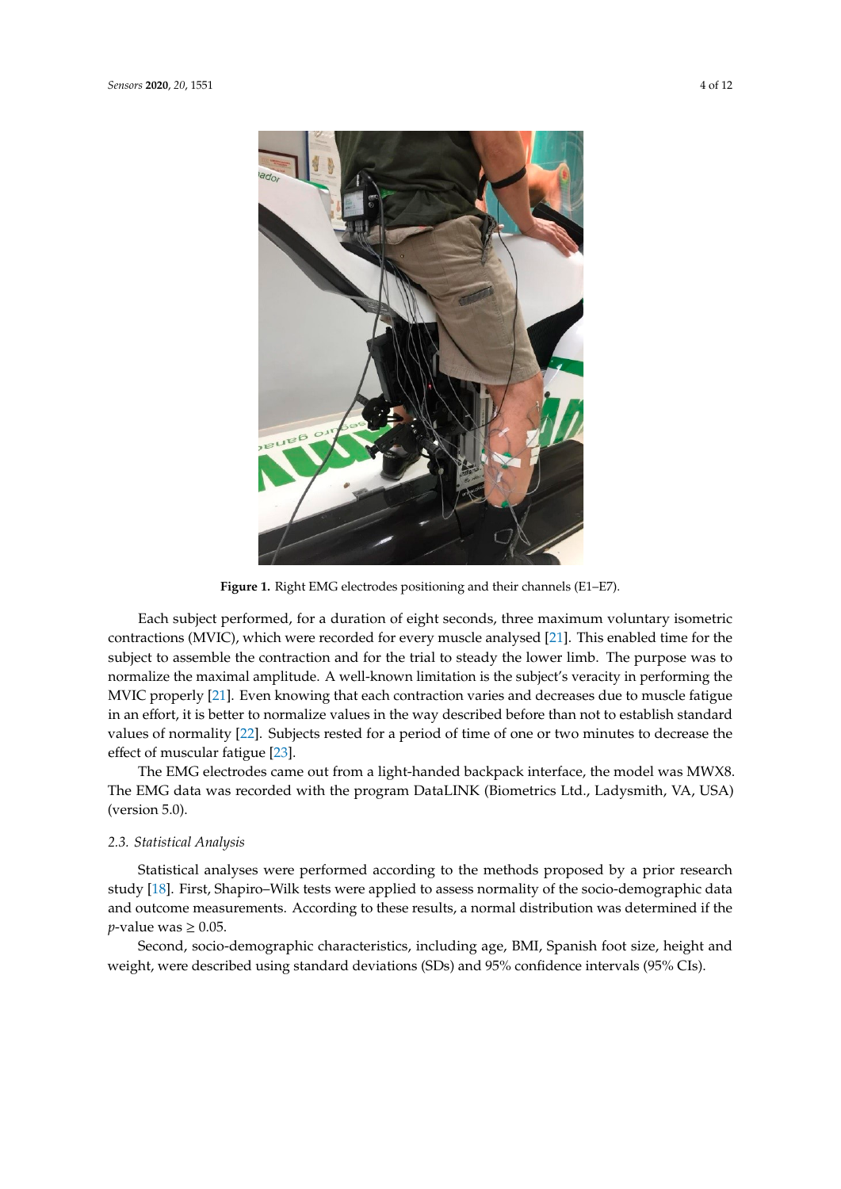**Figure 1.** Right EMG electrodes positioning and their channels (E1–E7).

Each subject performed, for a duration of eight seconds, three maximum voluntary isometric contractions (MVIC), which were recorded for every muscle analysed [21]. This enabled time for the subject to assemble the contraction and for the trial to steady the lower limb. The purpose was to normalize the maximal amplitude. A well-known limitation is the subject's veracity in performing the MVIC properly [21]. Even knowing that each contraction varies and decreases due to muscle fatigue in an effort, it is better to normalize values in the way described before than not to establish standard values of normality [22]. Subjects rested for a period of time of one or two minutes to decrease the effect of muscular fatigue [23].

The EMG electrodes came out from a light-handed backpack interface, the model was MWX8. The EMG data was recorded with the program DataLINK (Biometrics Ltd., Ladysmith, VA, USA) (version 5.0).

### *2.3. Statistical Analysis*

Statistical analyses were performed according to the methods proposed by a prior research study [18]. First, Shapiro–Wilk tests were applied to assess normality of the socio-demographic data and outcome measurements. According to these results, a normal distribution was determined if the $p$-value was $\geq 0.05$.

Second, socio-demographic characteristics, including age, BMI, Spanish foot size, height and weight, were described using standard deviations (SDs) and 95% confidence intervals (95% CIs).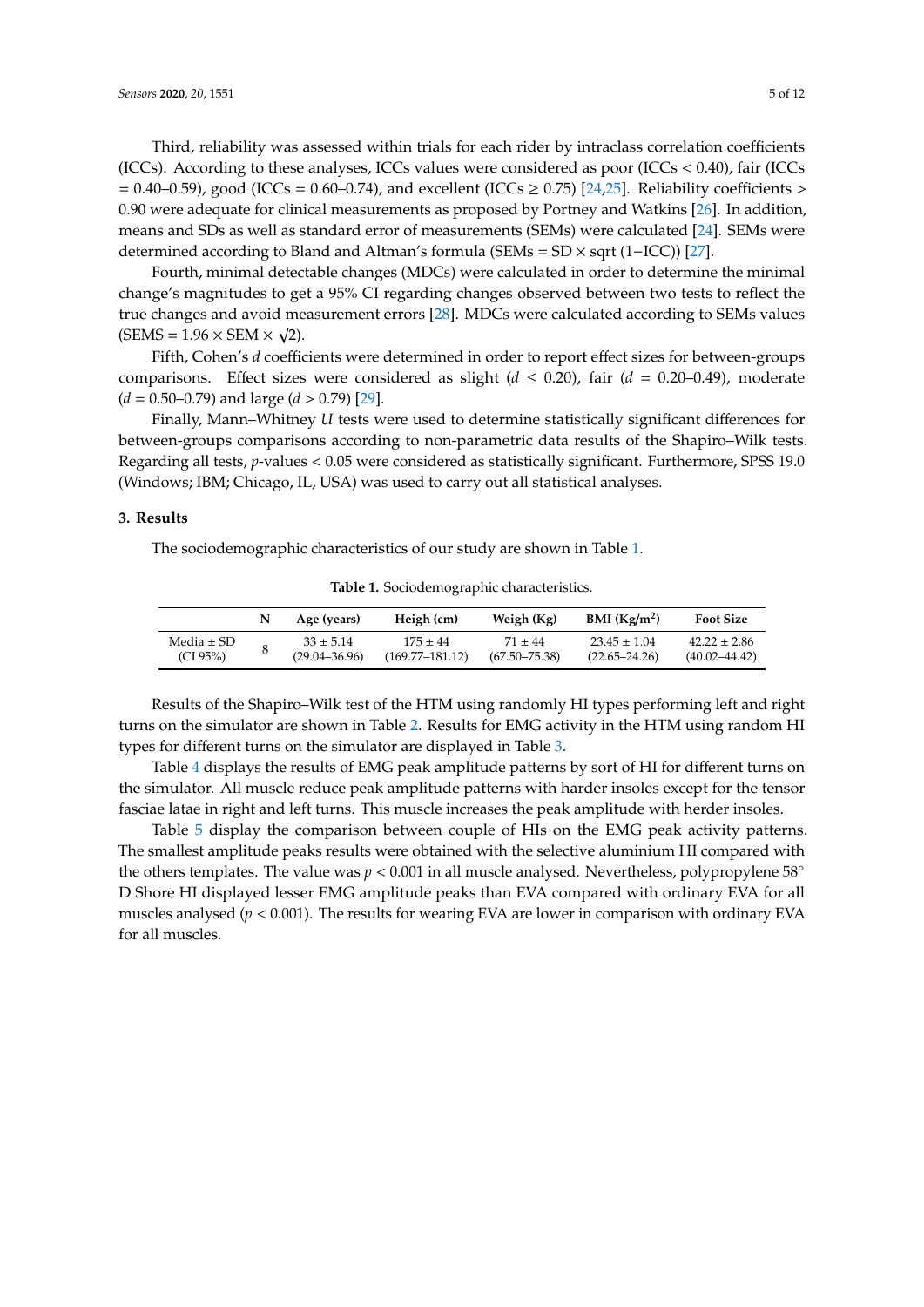Third, reliability was assessed within trials for each rider by intraclass correlation coefficients (ICCs). According to these analyses, ICCs values were considered as poor (ICCs < 0.40), fair (ICCs = 0.40–0.59), good (ICCs = 0.60–0.74), and excellent (ICCs ≥ 0.75) [24,25]. Reliability coefficients > 0.90 were adequate for clinical measurements as proposed by Portney and Watkins [26]. In addition, means and SDs as well as standard error of measurements (SEMs) were calculated [24]. SEMs were determined according to Bland and Altman's formula (SEMs = SD × sqrt (1−ICC)) [27].

Fourth, minimal detectable changes (MDCs) were calculated in order to determine the minimal change's magnitudes to get a 95% CI regarding changes observed between two tests to reflect the true changes and avoid measurement errors [28]. MDCs were calculated according to SEMs values (SEMS = 1.96 × SEM × $\sqrt{2}$).

Fifth, Cohen's *d* coefficients were determined in order to report effect sizes for between-groups comparisons. Effect sizes were considered as slight ($d \leq 0.20$), fair ($d$ = 0.20–0.49), moderate ($d$ = 0.50–0.79) and large ($d > 0.79$) [29].

Finally, Mann–Whitney *U* tests were used to determine statistically significant differences for between-groups comparisons according to non-parametric data results of the Shapiro–Wilk tests. Regarding all tests, *p*-values < 0.05 were considered as statistically significant. Furthermore, SPSS 19.0 (Windows; IBM; Chicago, IL, USA) was used to carry out all statistical analyses.

## 3. Results

The sociodemographic characteristics of our study are shown in Table 1.

**Table 1.** Sociodemographic characteristics.

| | N | Age (years) | Heigh (cm) | Weigh (Kg) | BMI (Kg/m$^2$) | Foot Size |
|---|---|---|---|---|---|---|
| Media ± SD (CI 95%) | 8 | 33 ± 5.14 (29.04–36.96) | 175 ± 44 (169.77–181.12) | 71 ± 44 (67.50–75.38) | 23.45 ± 1.04 (22.65–24.26) | 42.22 ± 2.86 (40.02–44.42) |

Results of the Shapiro–Wilk test of the HTM using randomly HI types performing left and right turns on the simulator are shown in Table 2. Results for EMG activity in the HTM using random HI types for different turns on the simulator are displayed in Table 3.

Table 4 displays the results of EMG peak amplitude patterns by sort of HI for different turns on the simulator. All muscle reduce peak amplitude patterns with harder insoles except for the tensor fasciae latae in right and left turns. This muscle increases the peak amplitude with herder insoles.

Table 5 display the comparison between couple of HIs on the EMG peak activity patterns. The smallest amplitude peaks results were obtained with the selective aluminium HI compared with the others templates. The value was $p < 0.001$ in all muscle analysed. Nevertheless, polypropylene 58° D Shore HI displayed lesser EMG amplitude peaks than EVA compared with ordinary EVA for all muscles analysed ($p < 0.001$). The results for wearing EVA are lower in comparison with ordinary EVA for all muscles.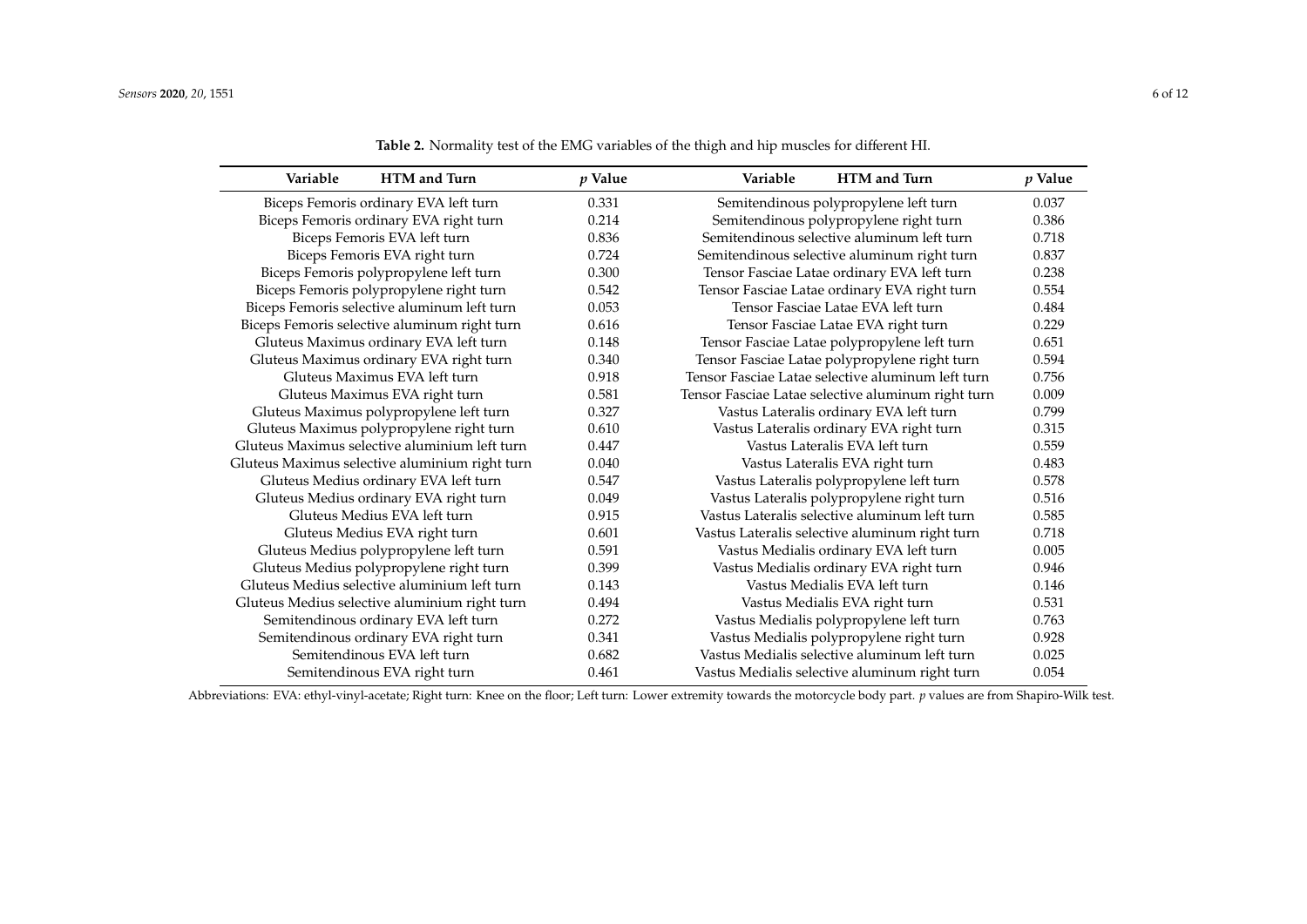**Table 2.** Normality test of the EMG variables of the thigh and hip muscles for different HI.

| Variable HTM and Turn | $p$ Value | Variable HTM and Turn | $p$ Value |
|---|---|---|---|
| Biceps Femoris ordinary EVA left turn | 0.331 | Semitendinous polypropylene left turn | 0.037 |
| Biceps Femoris ordinary EVA right turn | 0.214 | Semitendinous polypropylene right turn | 0.386 |
| Biceps Femoris EVA left turn | 0.836 | Semitendinous selective aluminum left turn | 0.718 |
| Biceps Femoris EVA right turn | 0.724 | Semitendinous selective aluminum right turn | 0.837 |
| Biceps Femoris polypropylene left turn | 0.300 | Tensor Fasciae Latae ordinary EVA left turn | 0.238 |
| Biceps Femoris polypropylene right turn | 0.542 | Tensor Fasciae Latae ordinary EVA right turn | 0.554 |
| Biceps Femoris selective aluminum left turn | 0.053 | Tensor Fasciae Latae EVA left turn | 0.484 |
| Biceps Femoris selective aluminum right turn | 0.616 | Tensor Fasciae Latae EVA right turn | 0.229 |
| Gluteus Maximus ordinary EVA left turn | 0.148 | Tensor Fasciae Latae polypropylene left turn | 0.651 |
| Gluteus Maximus ordinary EVA right turn | 0.340 | Tensor Fasciae Latae polypropylene right turn | 0.594 |
| Gluteus Maximus EVA left turn | 0.918 | Tensor Fasciae Latae selective aluminum left turn | 0.756 |
| Gluteus Maximus EVA right turn | 0.581 | Tensor Fasciae Latae selective aluminum right turn | 0.009 |
| Gluteus Maximus polypropylene left turn | 0.327 | Vastus Lateralis ordinary EVA left turn | 0.799 |
| Gluteus Maximus polypropylene right turn | 0.610 | Vastus Lateralis ordinary EVA right turn | 0.315 |
| Gluteus Maximus selective aluminium left turn | 0.447 | Vastus Lateralis EVA left turn | 0.559 |
| Gluteus Maximus selective aluminium right turn | 0.040 | Vastus Lateralis EVA right turn | 0.483 |
| Gluteus Medius ordinary EVA left turn | 0.547 | Vastus Lateralis polypropylene left turn | 0.578 |
| Gluteus Medius ordinary EVA right turn | 0.049 | Vastus Lateralis polypropylene right turn | 0.516 |
| Gluteus Medius EVA left turn | 0.915 | Vastus Lateralis selective aluminum left turn | 0.585 |
| Gluteus Medius EVA right turn | 0.601 | Vastus Lateralis selective aluminum right turn | 0.718 |
| Gluteus Medius polypropylene left turn | 0.591 | Vastus Medialis ordinary EVA left turn | 0.005 |
| Gluteus Medius polypropylene right turn | 0.399 | Vastus Medialis ordinary EVA right turn | 0.946 |
| Gluteus Medius selective aluminium left turn | 0.143 | Vastus Medialis EVA left turn | 0.146 |
| Gluteus Medius selective aluminium right turn | 0.494 | Vastus Medialis EVA right turn | 0.531 |
| Semitendinous ordinary EVA left turn | 0.272 | Vastus Medialis polypropylene left turn | 0.763 |
| Semitendinous ordinary EVA right turn | 0.341 | Vastus Medialis polypropylene right turn | 0.928 |
| Semitendinous EVA left turn | 0.682 | Vastus Medialis selective aluminum left turn | 0.025 |
| Semitendinous EVA right turn | 0.461 | Vastus Medialis selective aluminum right turn | 0.054 |

Abbreviations: EVA: ethyl-vinyl-acetate; Right turn: Knee on the floor; Left turn: Lower extremity towards the motorcycle body part. $p$ values are from Shapiro-Wilk test.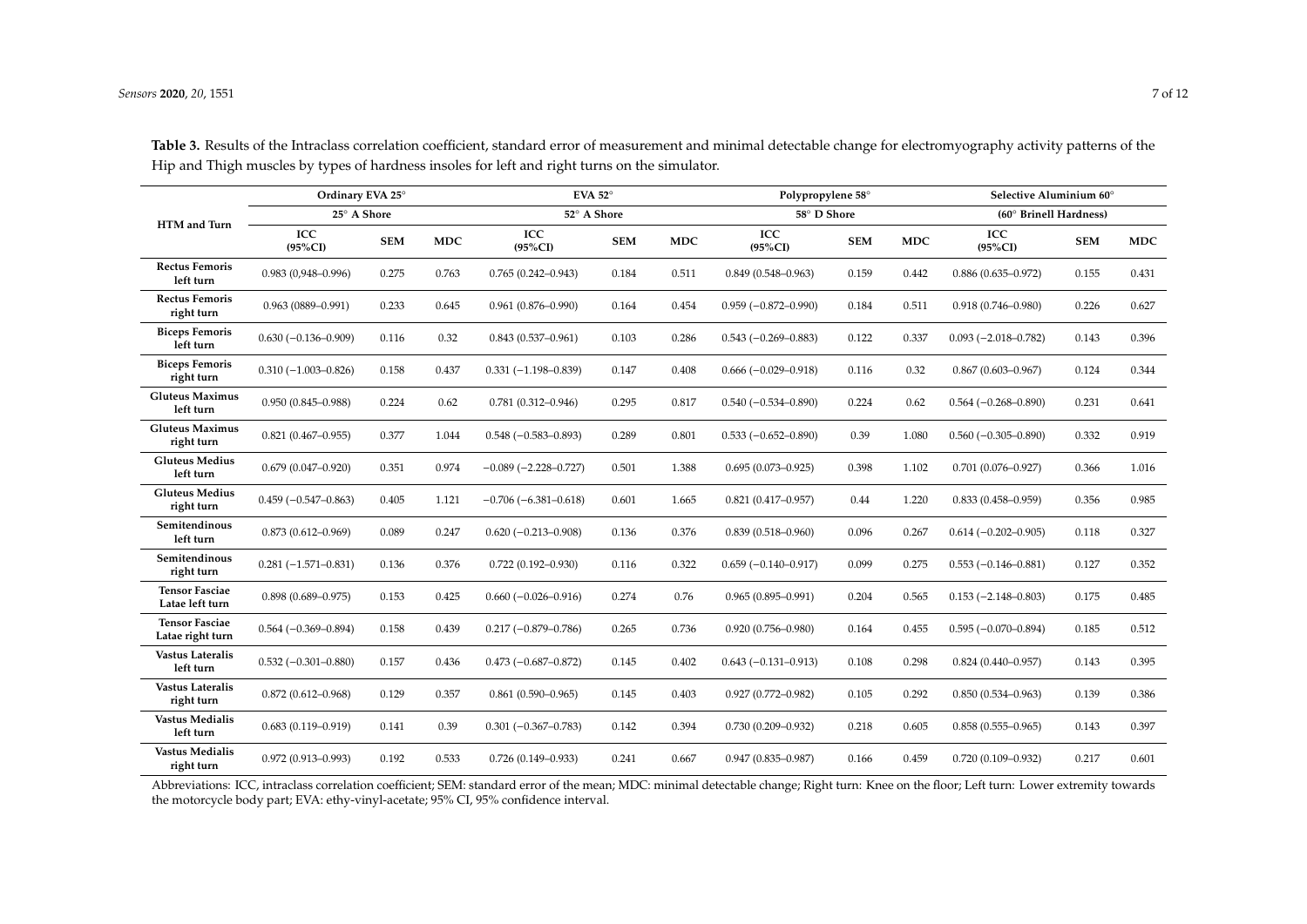**Table 3.** Results of the Intraclass correlation coefficient, standard error of measurement and minimal detectable change for electromyography activity patterns of the Hip and Thigh muscles by types of hardness insoles for left and right turns on the simulator.

| HTM and Turn | Ordinary EVA 25° 25° A Shore | | | EVA 52° 52° A Shore | | | Polypropylene 58° 58° D Shore | | | Selective Aluminium 60° (60° Brinell Hardness) | | |
|---|---|---|---|---|---|---|---|---|---|---|---|---|
| | ICC (95%CI) | SEM | MDC | ICC (95%CI) | SEM | MDC | ICC (95%CI) | SEM | MDC | ICC (95%CI) | SEM | MDC |
| **Rectus Femoris left turn** | 0.983 (0,948–0.996) | 0.275 | 0.763 | 0.765 (0.242–0.943) | 0.184 | 0.511 | 0.849 (0.548–0.963) | 0.159 | 0.442 | 0.886 (0.635–0.972) | 0.155 | 0.431 |
| **Rectus Femoris right turn** | 0.963 (0889–0.991) | 0.233 | 0.645 | 0.961 (0.876–0.990) | 0.164 | 0.454 | 0.959 (−0.872–0.990) | 0.184 | 0.511 | 0.918 (0.746–0.980) | 0.226 | 0.627 |
| **Biceps Femoris left turn** | 0.630 (−0.136–0.909) | 0.116 | 0.32 | 0.843 (0.537–0.961) | 0.103 | 0.286 | 0.543 (−0.269–0.883) | 0.122 | 0.337 | 0.093 (−2.018–0.782) | 0.143 | 0.396 |
| **Biceps Femoris right turn** | 0.310 (−1.003–0.826) | 0.158 | 0.437 | 0.331 (−1.198–0.839) | 0.147 | 0.408 | 0.666 (−0.029–0.918) | 0.116 | 0.32 | 0.867 (0.603–0.967) | 0.124 | 0.344 |
| **Gluteus Maximus left turn** | 0.950 (0.845–0.988) | 0.224 | 0.62 | 0.781 (0.312–0.946) | 0.295 | 0.817 | 0.540 (−0.534–0.890) | 0.224 | 0.62 | 0.564 (−0.268–0.890) | 0.231 | 0.641 |
| **Gluteus Maximus right turn** | 0.821 (0.467–0.955) | 0.377 | 1.044 | 0.548 (−0.583–0.893) | 0.289 | 0.801 | 0.533 (−0.652–0.890) | 0.39 | 1.080 | 0.560 (−0.305–0.890) | 0.332 | 0.919 |
| **Gluteus Medius left turn** | 0.679 (0.047–0.920) | 0.351 | 0.974 | −0.089 (−2.228–0.727) | 0.501 | 1.388 | 0.695 (0.073–0.925) | 0.398 | 1.102 | 0.701 (0.076–0.927) | 0.366 | 1.016 |
| **Gluteus Medius right turn** | 0.459 (−0.547–0.863) | 0.405 | 1.121 | −0.706 (−6.381–0.618) | 0.601 | 1.665 | 0.821 (0.417–0.957) | 0.44 | 1.220 | 0.833 (0.458–0.959) | 0.356 | 0.985 |
| **Semitendinous left turn** | 0.873 (0.612–0.969) | 0.089 | 0.247 | 0.620 (−0.213–0.908) | 0.136 | 0.376 | 0.839 (0.518–0.960) | 0.096 | 0.267 | 0.614 (−0.202–0.905) | 0.118 | 0.327 |
| **Semitendinous right turn** | 0.281 (−1.571–0.831) | 0.136 | 0.376 | 0.722 (0.192–0.930) | 0.116 | 0.322 | 0.659 (−0.140–0.917) | 0.099 | 0.275 | 0.553 (−0.146–0.881) | 0.127 | 0.352 |
| **Tensor Fasciae Latae left turn** | 0.898 (0.689–0.975) | 0.153 | 0.425 | 0.660 (−0.026–0.916) | 0.274 | 0.76 | 0.965 (0.895–0.991) | 0.204 | 0.565 | 0.153 (−2.148–0.803) | 0.175 | 0.485 |
| **Tensor Fasciae Latae right turn** | 0.564 (−0.369–0.894) | 0.158 | 0.439 | 0.217 (−0.879–0.786) | 0.265 | 0.736 | 0.920 (0.756–0.980) | 0.164 | 0.455 | 0.595 (−0.070–0.894) | 0.185 | 0.512 |
| **Vastus Lateralis left turn** | 0.532 (−0.301–0.880) | 0.157 | 0.436 | 0.473 (−0.687–0.872) | 0.145 | 0.402 | 0.643 (−0.131–0.913) | 0.108 | 0.298 | 0.824 (0.440–0.957) | 0.143 | 0.395 |
| **Vastus Lateralis right turn** | 0.872 (0.612–0.968) | 0.129 | 0.357 | 0.861 (0.590–0.965) | 0.145 | 0.403 | 0.927 (0.772–0.982) | 0.105 | 0.292 | 0.850 (0.534–0.963) | 0.139 | 0.386 |
| **Vastus Medialis left turn** | 0.683 (0.119–0.919) | 0.141 | 0.39 | 0.301 (−0.367–0.783) | 0.142 | 0.394 | 0.730 (0.209–0.932) | 0.218 | 0.605 | 0.858 (0.555–0.965) | 0.143 | 0.397 |
| **Vastus Medialis right turn** | 0.972 (0.913–0.993) | 0.192 | 0.533 | 0.726 (0.149–0.933) | 0.241 | 0.667 | 0.947 (0.835–0.987) | 0.166 | 0.459 | 0.720 (0.109–0.932) | 0.217 | 0.601 |

Abbreviations: ICC, intraclass correlation coefficient; SEM: standard error of the mean; MDC: minimal detectable change; Right turn: Knee on the floor; Left turn: Lower extremity towards the motorcycle body part; EVA: ethy-vinyl-acetate; 95% CI, 95% confidence interval.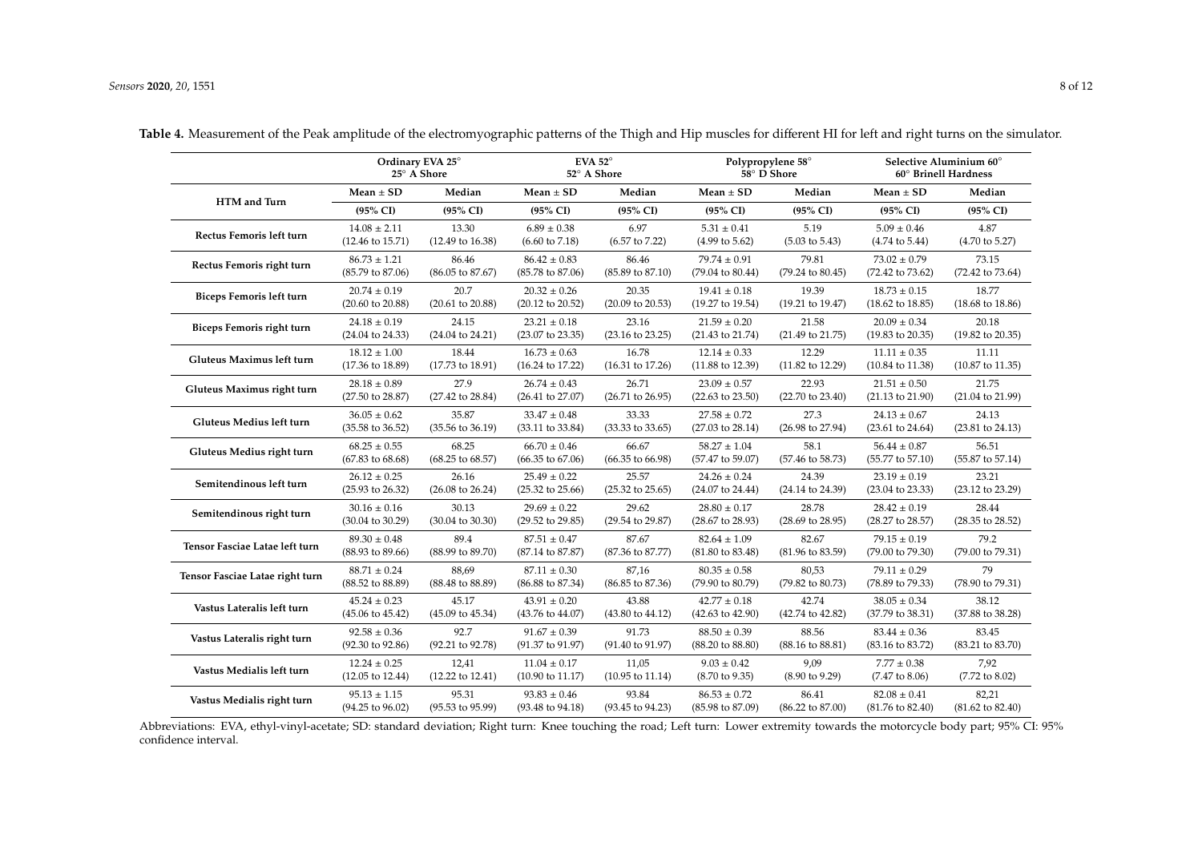**Table 4.** Measurement of the Peak amplitude of the electromyographic patterns of the Thigh and Hip muscles for different HI for left and right turns on the simulator.

| HTM and Turn | Ordinary EVA 25° 25° A Shore | | EVA 52° 52° A Shore | | Polypropylene 58° 58° D Shore | | Selective Aluminium 60° 60° Brinell Hardness | |
|---|---|---|---|---|---|---|---|---|
| | Mean ± SD (95% CI) | Median (95% CI) | Mean ± SD (95% CI) | Median (95% CI) | Mean ± SD (95% CI) | Median (95% CI) | Mean ± SD (95% CI) | Median (95% CI) |
| **Rectus Femoris left turn** | 14.08 ± 2.11 (12.46 to 15.71) | 13.30 (12.49 to 16.38) | 6.89 ± 0.38 (6.60 to 7.18) | 6.97 (6.57 to 7.22) | 5.31 ± 0.41 (4.99 to 5.62) | 5.19 (5.03 to 5.43) | 5.09 ± 0.46 (4.74 to 5.44) | 4.87 (4.70 to 5.27) |
| **Rectus Femoris right turn** | 86.73 ± 1.21 (85.79 to 87.06) | 86.46 (86.05 to 87.67) | 86.42 ± 0.83 (85.78 to 87.06) | 86.46 (85.89 to 87.10) | 79.74 ± 0.91 (79.04 to 80.44) | 79.81 (79.24 to 80.45) | 73.02 ± 0.79 (72.42 to 73.62) | 73.15 (72.42 to 73.64) |
| **Biceps Femoris left turn** | 20.74 ± 0.19 (20.60 to 20.88) | 20.7 (20.61 to 20.88) | 20.32 ± 0.26 (20.12 to 20.52) | 20.35 (20.09 to 20.53) | 19.41 ± 0.18 (19.27 to 19.54) | 19.39 (19.21 to 19.47) | 18.73 ± 0.15 (18.62 to 18.85) | 18.77 (18.68 to 18.86) |
| **Biceps Femoris right turn** | 24.18 ± 0.19 (24.04 to 24.33) | 24.15 (24.04 to 24.21) | 23.21 ± 0.18 (23.07 to 23.35) | 23.16 (23.16 to 23.25) | 21.59 ± 0.20 (21.43 to 21.74) | 21.58 (21.49 to 21.75) | 20.09 ± 0.34 (19.83 to 20.35) | 20.18 (19.82 to 20.35) |
| **Gluteus Maximus left turn** | 18.12 ± 1.00 (17.36 to 18.89) | 18.44 (17.73 to 18.91) | 16.73 ± 0.63 (16.24 to 17.22) | 16.78 (16.31 to 17.26) | 12.14 ± 0.33 (11.88 to 12.39) | 12.29 (11.82 to 12.29) | 11.11 ± 0.35 (10.84 to 11.38) | 11.11 (10.87 to 11.35) |
| **Gluteus Maximus right turn** | 28.18 ± 0.89 (27.50 to 28.87) | 27.9 (27.42 to 28.84) | 26.74 ± 0.43 (26.41 to 27.07) | 26.71 (26.71 to 26.95) | 23.09 ± 0.57 (22.63 to 23.50) | 22.93 (22.70 to 23.40) | 21.51 ± 0.50 (21.13 to 21.90) | 21.75 (21.04 to 21.99) |
| **Gluteus Medius left turn** | 36.05 ± 0.62 (35.58 to 36.52) | 35.87 (35.56 to 36.19) | 33.47 ± 0.48 (33.11 to 33.84) | 33.33 (33.33 to 33.65) | 27.58 ± 0.72 (27.03 to 28.14) | 27.3 (26.98 to 27.94) | 24.13 ± 0.67 (23.61 to 24.64) | 24.13 (23.81 to 24.13) |
| **Gluteus Medius right turn** | 68.25 ± 0.55 (67.83 to 68.68) | 68.25 (68.25 to 68.57) | 66.70 ± 0.46 (66.35 to 67.06) | 66.67 (66.35 to 66.98) | 58.27 ± 1.04 (57.47 to 59.07) | 58.1 (57.46 to 58.73) | 56.44 ± 0.87 (55.77 to 57.10) | 56.51 (55.87 to 57.14) |
| **Semitendinous left turn** | 26.12 ± 0.25 (25.93 to 26.32) | 26.16 (26.08 to 26.24) | 25.49 ± 0.22 (25.32 to 25.66) | 25.57 (25.32 to 25.65) | 24.26 ± 0.24 (24.07 to 24.44) | 24.39 (24.14 to 24.39) | 23.19 ± 0.19 (23.04 to 23.33) | 23.21 (23.12 to 23.29) |
| **Semitendinous right turn** | 30.16 ± 0.16 (30.04 to 30.29) | 30.13 (30.04 to 30.30) | 29.69 ± 0.22 (29.52 to 29.85) | 29.62 (29.54 to 29.87) | 28.80 ± 0.17 (28.67 to 28.93) | 28.78 (28.69 to 28.95) | 28.42 ± 0.19 (28.27 to 28.57) | 28.44 (28.35 to 28.52) |
| **Tensor Fasciae Latae left turn** | 89.30 ± 0.48 (88.93 to 89.66) | 89.4 (88.99 to 89.70) | 87.51 ± 0.47 (87.14 to 87.87) | 87.67 (87.36 to 87.77) | 82.64 ± 1.09 (81.80 to 83.48) | 82.67 (81.96 to 83.59) | 79.15 ± 0.19 (79.00 to 79.30) | 79.2 (79.00 to 79.31) |
| **Tensor Fasciae Latae right turn** | 88.71 ± 0.24 (88.52 to 88.89) | 88,69 (88.48 to 88.89) | 87.11 ± 0.30 (86.88 to 87.34) | 87,16 (86.85 to 87.36) | 80.35 ± 0.58 (79.90 to 80.79) | 80,53 (79.82 to 80.73) | 79.11 ± 0.29 (78.89 to 79.33) | 79 (78.90 to 79.31) |
| **Vastus Lateralis left turn** | 45.24 ± 0.23 (45.06 to 45.42) | 45.17 (45.09 to 45.34) | 43.91 ± 0.20 (43.76 to 44.07) | 43.88 (43.80 to 44.12) | 42.77 ± 0.18 (42.63 to 42.90) | 42.74 (42.74 to 42.82) | 38.05 ± 0.34 (37.79 to 38.31) | 38.12 (37.88 to 38.28) |
| **Vastus Lateralis right turn** | 92.58 ± 0.36 (92.30 to 92.86) | 92.7 (92.21 to 92.78) | 91.67 ± 0.39 (91.37 to 91.97) | 91.73 (91.40 to 91.97) | 88.50 ± 0.39 (88.20 to 88.80) | 88.56 (88.16 to 88.81) | 83.44 ± 0.36 (83.16 to 83.72) | 83.45 (83.21 to 83.70) |
| **Vastus Medialis left turn** | 12.24 ± 0.25 (12.05 to 12.44) | 12,41 (12.22 to 12.41) | 11.04 ± 0.17 (10.90 to 11.17) | 11,05 (10.95 to 11.14) | 9.03 ± 0.42 (8.70 to 9.35) | 9,09 (8.90 to 9.29) | 7.77 ± 0.38 (7.47 to 8.06) | 7,92 (7.72 to 8.02) |
| **Vastus Medialis right turn** | 95.13 ± 1.15 (94.25 to 96.02) | 95.31 (95.53 to 95.99) | 93.83 ± 0.46 (93.48 to 94.18) | 93.84 (93.45 to 94.23) | 86.53 ± 0.72 (85.98 to 87.09) | 86.41 (86.22 to 87.00) | 82.08 ± 0.41 (81.76 to 82.40) | 82,21 (81.62 to 82.40) |

Abbreviations: EVA, ethyl-vinyl-acetate; SD: standard deviation; Right turn: Knee touching the road; Left turn: Lower extremity towards the motorcycle body part; 95% CI: 95% confidence interval.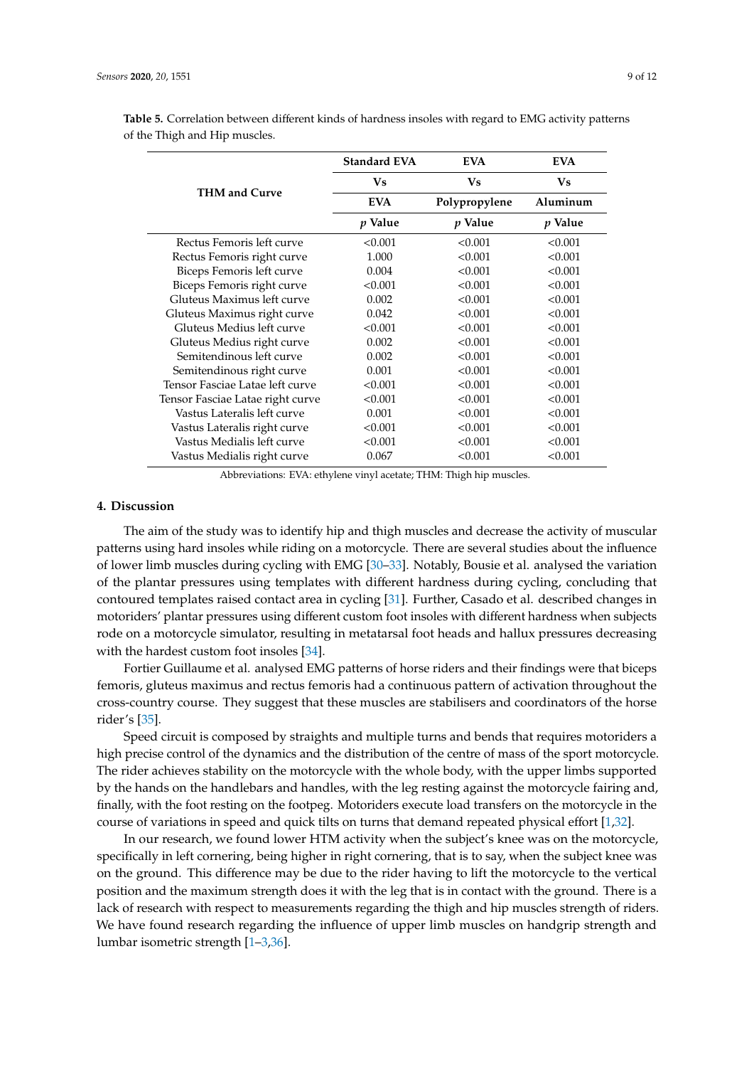**Table 5.** Correlation between different kinds of hardness insoles with regard to EMG activity patterns of the Thigh and Hip muscles.

| THM and Curve | Standard EVA Vs EVA | EVA Vs Polypropylene | EVA Vs Aluminum |
|---|---|---|---|
| | *p* Value | *p* Value | *p* Value |
| Rectus Femoris left curve | <0.001 | <0.001 | <0.001 |
| Rectus Femoris right curve | 1.000 | <0.001 | <0.001 |
| Biceps Femoris left curve | 0.004 | <0.001 | <0.001 |
| Biceps Femoris right curve | <0.001 | <0.001 | <0.001 |
| Gluteus Maximus left curve | 0.002 | <0.001 | <0.001 |
| Gluteus Maximus right curve | 0.042 | <0.001 | <0.001 |
| Gluteus Medius left curve | <0.001 | <0.001 | <0.001 |
| Gluteus Medius right curve | 0.002 | <0.001 | <0.001 |
| Semitendinous left curve | 0.002 | <0.001 | <0.001 |
| Semitendinous right curve | 0.001 | <0.001 | <0.001 |
| Tensor Fasciae Latae left curve | <0.001 | <0.001 | <0.001 |
| Tensor Fasciae Latae right curve | <0.001 | <0.001 | <0.001 |
| Vastus Lateralis left curve | 0.001 | <0.001 | <0.001 |
| Vastus Lateralis right curve | <0.001 | <0.001 | <0.001 |
| Vastus Medialis left curve | <0.001 | <0.001 | <0.001 |
| Vastus Medialis right curve | 0.067 | <0.001 | <0.001 |

Abbreviations: EVA: ethylene vinyl acetate; THM: Thigh hip muscles.

## 4. Discussion

The aim of the study was to identify hip and thigh muscles and decrease the activity of muscular patterns using hard insoles while riding on a motorcycle. There are several studies about the influence of lower limb muscles during cycling with EMG [30–33]. Notably, Bousie et al. analysed the variation of the plantar pressures using templates with different hardness during cycling, concluding that contoured templates raised contact area in cycling [31]. Further, Casado et al. described changes in motoriders' plantar pressures using different custom foot insoles with different hardness when subjects rode on a motorcycle simulator, resulting in metatarsal foot heads and hallux pressures decreasing with the hardest custom foot insoles [34].

Fortier Guillaume et al. analysed EMG patterns of horse riders and their findings were that biceps femoris, gluteus maximus and rectus femoris had a continuous pattern of activation throughout the cross-country course. They suggest that these muscles are stabilisers and coordinators of the horse rider's [35].

Speed circuit is composed by straights and multiple turns and bends that requires motoriders a high precise control of the dynamics and the distribution of the centre of mass of the sport motorcycle. The rider achieves stability on the motorcycle with the whole body, with the upper limbs supported by the hands on the handlebars and handles, with the leg resting against the motorcycle fairing and, finally, with the foot resting on the footpeg. Motoriders execute load transfers on the motorcycle in the course of variations in speed and quick tilts on turns that demand repeated physical effort [1,32].

In our research, we found lower HTM activity when the subject's knee was on the motorcycle, specifically in left cornering, being higher in right cornering, that is to say, when the subject knee was on the ground. This difference may be due to the rider having to lift the motorcycle to the vertical position and the maximum strength does it with the leg that is in contact with the ground. There is a lack of research with respect to measurements regarding the thigh and hip muscles strength of riders. We have found research regarding the influence of upper limb muscles on handgrip strength and lumbar isometric strength [1–3,36].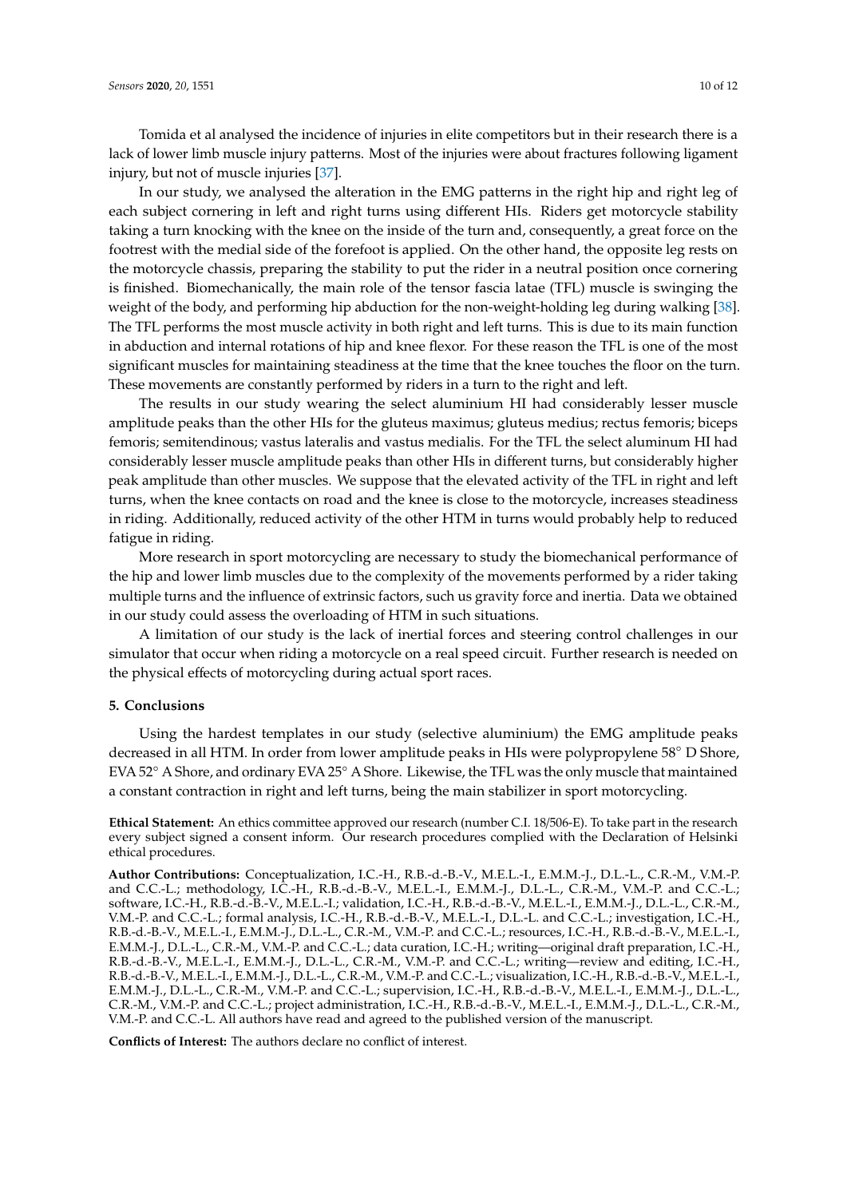Tomida et al analysed the incidence of injuries in elite competitors but in their research there is a lack of lower limb muscle injury patterns. Most of the injuries were about fractures following ligament injury, but not of muscle injuries [37].

In our study, we analysed the alteration in the EMG patterns in the right hip and right leg of each subject cornering in left and right turns using different HIs. Riders get motorcycle stability taking a turn knocking with the knee on the inside of the turn and, consequently, a great force on the footrest with the medial side of the forefoot is applied. On the other hand, the opposite leg rests on the motorcycle chassis, preparing the stability to put the rider in a neutral position once cornering is finished. Biomechanically, the main role of the tensor fascia latae (TFL) muscle is swinging the weight of the body, and performing hip abduction for the non-weight-holding leg during walking [38]. The TFL performs the most muscle activity in both right and left turns. This is due to its main function in abduction and internal rotations of hip and knee flexor. For these reason the TFL is one of the most significant muscles for maintaining steadiness at the time that the knee touches the floor on the turn. These movements are constantly performed by riders in a turn to the right and left.

The results in our study wearing the select aluminium HI had considerably lesser muscle amplitude peaks than the other HIs for the gluteus maximus; gluteus medius; rectus femoris; biceps femoris; semitendinous; vastus lateralis and vastus medialis. For the TFL the select aluminum HI had considerably lesser muscle amplitude peaks than other HIs in different turns, but considerably higher peak amplitude than other muscles. We suppose that the elevated activity of the TFL in right and left turns, when the knee contacts on road and the knee is close to the motorcycle, increases steadiness in riding. Additionally, reduced activity of the other HTM in turns would probably help to reduced fatigue in riding.

More research in sport motorcycling are necessary to study the biomechanical performance of the hip and lower limb muscles due to the complexity of the movements performed by a rider taking multiple turns and the influence of extrinsic factors, such us gravity force and inertia. Data we obtained in our study could assess the overloading of HTM in such situations.

A limitation of our study is the lack of inertial forces and steering control challenges in our simulator that occur when riding a motorcycle on a real speed circuit. Further research is needed on the physical effects of motorcycling during actual sport races.

## 5. Conclusions

Using the hardest templates in our study (selective aluminium) the EMG amplitude peaks decreased in all HTM. In order from lower amplitude peaks in HIs were polypropylene 58° D Shore, EVA 52° A Shore, and ordinary EVA 25° A Shore. Likewise, the TFL was the only muscle that maintained a constant contraction in right and left turns, being the main stabilizer in sport motorcycling.

**Ethical Statement:** An ethics committee approved our research (number C.I. 18/506-E). To take part in the research every subject signed a consent inform. Our research procedures complied with the Declaration of Helsinki ethical procedures.

**Author Contributions:** Conceptualization, I.C.-H., R.B.-d.-B.-V., M.E.L.-I., E.M.M.-J., D.L.-L., C.R.-M., V.M.-P. and C.C.-L.; methodology, I.C.-H., R.B.-d.-B.-V., M.E.L.-I., E.M.M.-J., D.L.-L., C.R.-M., V.M.-P. and C.C.-L.; software, I.C.-H., R.B.-d.-B.-V., M.E.L.-I.; validation, I.C.-H., R.B.-d.-B.-V., M.E.L.-I., E.M.M.-J., D.L.-L., C.R.-M., V.M.-P. and C.C.-L.; formal analysis, I.C.-H., R.B.-d.-B.-V., M.E.L.-I., D.L.-L. and C.C.-L.; investigation, I.C.-H., R.B.-d.-B.-V., M.E.L.-I., E.M.M.-J., D.L.-L., C.R.-M., V.M.-P. and C.C.-L.; resources, I.C.-H., R.B.-d.-B.-V., M.E.L.-I., E.M.M.-J., D.L.-L., C.R.-M., V.M.-P. and C.C.-L.; data curation, I.C.-H.; writing—original draft preparation, I.C.-H., R.B.-d.-B.-V., M.E.L.-I., E.M.M.-J., D.L.-L., C.R.-M., V.M.-P. and C.C.-L.; writing—review and editing, I.C.-H., R.B.-d.-B.-V., M.E.L.-I., E.M.M.-J., D.L.-L., C.R.-M., V.M.-P. and C.C.-L.; visualization, I.C.-H., R.B.-d.-B.-V., M.E.L.-I., E.M.M.-J., D.L.-L., C.R.-M., V.M.-P. and C.C.-L.; supervision, I.C.-H., R.B.-d.-B.-V., M.E.L.-I., E.M.M.-J., D.L.-L., C.R.-M., V.M.-P. and C.C.-L.; project administration, I.C.-H., R.B.-d.-B.-V., M.E.L.-I., E.M.M.-J., D.L.-L., C.R.-M., V.M.-P. and C.C.-L. All authors have read and agreed to the published version of the manuscript.

**Conflicts of Interest:** The authors declare no conflict of interest.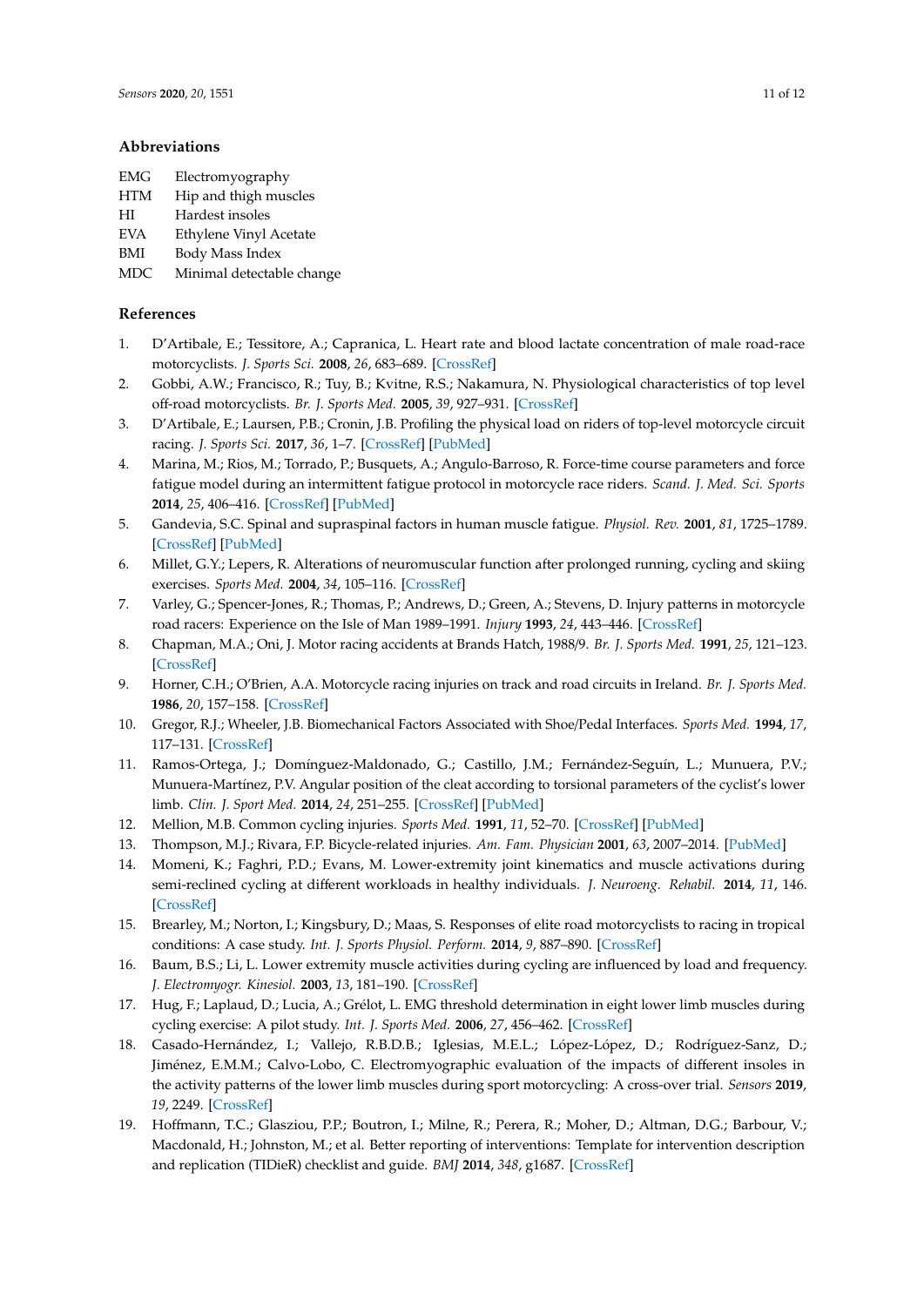## Abbreviations

| | |
|---|---|
| EMG | Electromyography |
| HTM | Hip and thigh muscles |
| HI | Hardest insoles |
| EVA | Ethylene Vinyl Acetate |
| BMI | Body Mass Index |
| MDC | Minimal detectable change |

## References

1. D'Artibale, E.; Tessitore, A.; Capranica, L. Heart rate and blood lactate concentration of male road-race motorcyclists. *J. Sports Sci.* **2008**, *26*, 683–689. [CrossRef]
2. Gobbi, A.W.; Francisco, R.; Tuy, B.; Kvitne, R.S.; Nakamura, N. Physiological characteristics of top level off-road motorcyclists. *Br. J. Sports Med.* **2005**, *39*, 927–931. [CrossRef]
3. D'Artibale, E.; Laursen, P.B.; Cronin, J.B. Profiling the physical load on riders of top-level motorcycle circuit racing. *J. Sports Sci.* **2017**, *36*, 1–7. [CrossRef] [PubMed]
4. Marina, M.; Rios, M.; Torrado, P.; Busquets, A.; Angulo-Barroso, R. Force-time course parameters and force fatigue model during an intermittent fatigue protocol in motorcycle race riders. *Scand. J. Med. Sci. Sports* **2014**, *25*, 406–416. [CrossRef] [PubMed]
5. Gandevia, S.C. Spinal and supraspinal factors in human muscle fatigue. *Physiol. Rev.* **2001**, *81*, 1725–1789. [CrossRef] [PubMed]
6. Millet, G.Y.; Lepers, R. Alterations of neuromuscular function after prolonged running, cycling and skiing exercises. *Sports Med.* **2004**, *34*, 105–116. [CrossRef]
7. Varley, G.; Spencer-Jones, R.; Thomas, P.; Andrews, D.; Green, A.; Stevens, D. Injury patterns in motorcycle road racers: Experience on the Isle of Man 1989–1991. *Injury* **1993**, *24*, 443–446. [CrossRef]
8. Chapman, M.A.; Oni, J. Motor racing accidents at Brands Hatch, 1988/9. *Br. J. Sports Med.* **1991**, *25*, 121–123. [CrossRef]
9. Horner, C.H.; O'Brien, A.A. Motorcycle racing injuries on track and road circuits in Ireland. *Br. J. Sports Med.* **1986**, *20*, 157–158. [CrossRef]
10. Gregor, R.J.; Wheeler, J.B. Biomechanical Factors Associated with Shoe/Pedal Interfaces. *Sports Med.* **1994**, *17*, 117–131. [CrossRef]
11. Ramos-Ortega, J.; Domínguez-Maldonado, G.; Castillo, J.M.; Fernández-Seguín, L.; Munuera, P.V.; Munuera-Martínez, P.V. Angular position of the cleat according to torsional parameters of the cyclist's lower limb. *Clin. J. Sport Med.* **2014**, *24*, 251–255. [CrossRef] [PubMed]
12. Mellion, M.B. Common cycling injuries. *Sports Med.* **1991**, *11*, 52–70. [CrossRef] [PubMed]
13. Thompson, M.J.; Rivara, F.P. Bicycle-related injuries. *Am. Fam. Physician* **2001**, *63*, 2007–2014. [PubMed]
14. Momeni, K.; Faghri, P.D.; Evans, M. Lower-extremity joint kinematics and muscle activations during semi-reclined cycling at different workloads in healthy individuals. *J. Neuroeng. Rehabil.* **2014**, *11*, 146. [CrossRef]
15. Brearley, M.; Norton, I.; Kingsbury, D.; Maas, S. Responses of elite road motorcyclists to racing in tropical conditions: A case study. *Int. J. Sports Physiol. Perform.* **2014**, *9*, 887–890. [CrossRef]
16. Baum, B.S.; Li, L. Lower extremity muscle activities during cycling are influenced by load and frequency. *J. Electromyogr. Kinesiol.* **2003**, *13*, 181–190. [CrossRef]
17. Hug, F.; Laplaud, D.; Lucia, A.; Grélot, L. EMG threshold determination in eight lower limb muscles during cycling exercise: A pilot study. *Int. J. Sports Med.* **2006**, *27*, 456–462. [CrossRef]
18. Casado-Hernández, I.; Vallejo, R.B.D.B.; Iglesias, M.E.L.; López-López, D.; Rodríguez-Sanz, D.; Jiménez, E.M.M.; Calvo-Lobo, C. Electromyographic evaluation of the impacts of different insoles in the activity patterns of the lower limb muscles during sport motorcycling: A cross-over trial. *Sensors* **2019**, *19*, 2249. [CrossRef]
19. Hoffmann, T.C.; Glasziou, P.P.; Boutron, I.; Milne, R.; Perera, R.; Moher, D.; Altman, D.G.; Barbour, V.; Macdonald, H.; Johnston, M.; et al. Better reporting of interventions: Template for intervention description and replication (TIDieR) checklist and guide. *BMJ* **2014**, *348*, g1687. [CrossRef]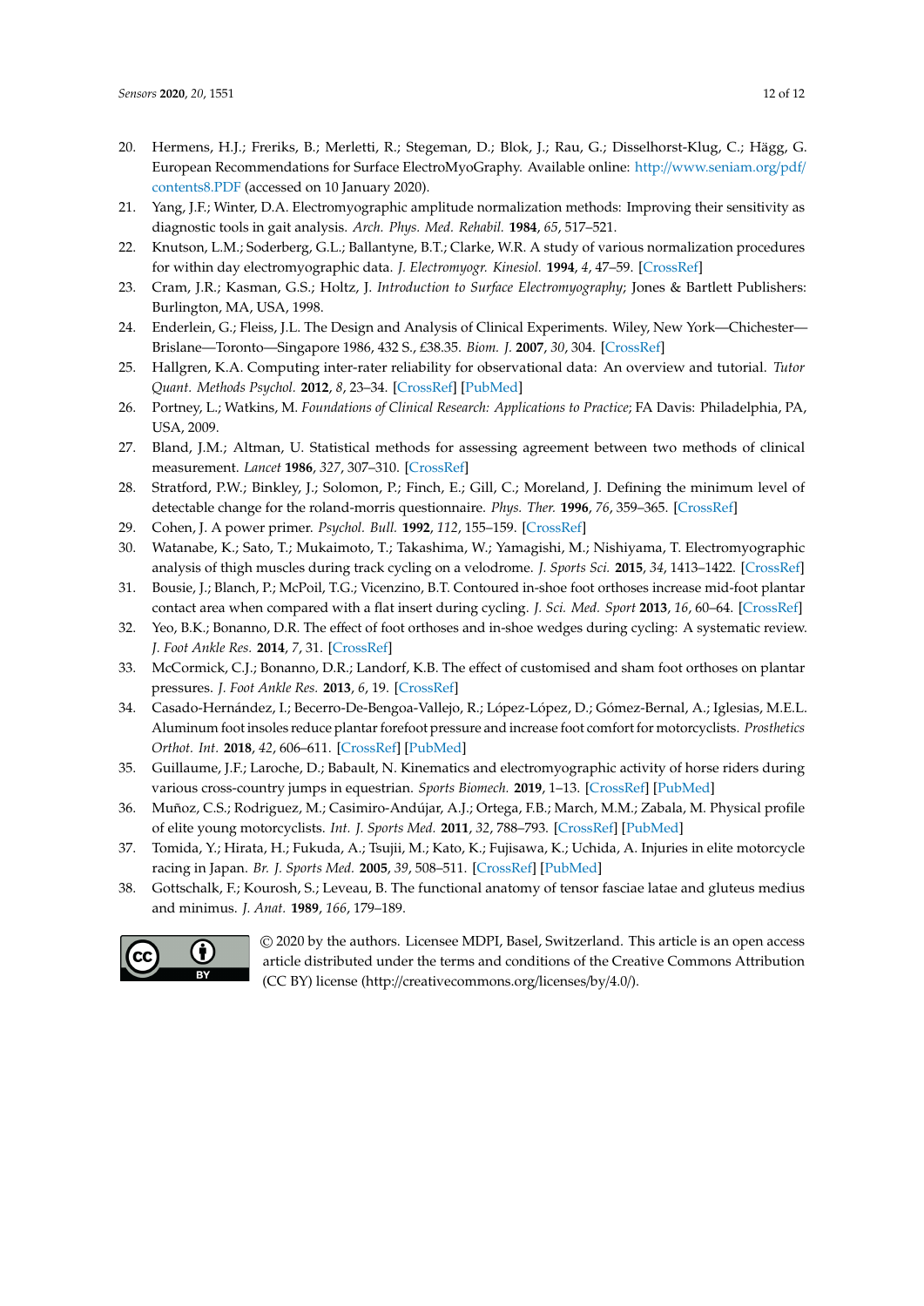20. Hermens, H.J.; Freriks, B.; Merletti, R.; Stegeman, D.; Blok, J.; Rau, G.; Disselhorst-Klug, C.; Hägg, G. European Recommendations for Surface ElectroMyoGraphy. Available online: http://www.seniam.org/pdf/contents8.PDF (accessed on 10 January 2020).
21. Yang, J.F.; Winter, D.A. Electromyographic amplitude normalization methods: Improving their sensitivity as diagnostic tools in gait analysis. *Arch. Phys. Med. Rehabil.* **1984**, *65*, 517–521.
22. Knutson, L.M.; Soderberg, G.L.; Ballantyne, B.T.; Clarke, W.R. A study of various normalization procedures for within day electromyographic data. *J. Electromyogr. Kinesiol.* **1994**, *4*, 47–59. [CrossRef]
23. Cram, J.R.; Kasman, G.S.; Holtz, J. *Introduction to Surface Electromyography*; Jones & Bartlett Publishers: Burlington, MA, USA, 1998.
24. Enderlein, G.; Fleiss, J.L. The Design and Analysis of Clinical Experiments. Wiley, New York—Chichester—Brislane—Toronto—Singapore 1986, 432 S., £38.35. *Biom. J.* **2007**, *30*, 304. [CrossRef]
25. Hallgren, K.A. Computing inter-rater reliability for observational data: An overview and tutorial. *Tutor Quant. Methods Psychol.* **2012**, *8*, 23–34. [CrossRef] [PubMed]
26. Portney, L.; Watkins, M. *Foundations of Clinical Research: Applications to Practice*; FA Davis: Philadelphia, PA, USA, 2009.
27. Bland, J.M.; Altman, U. Statistical methods for assessing agreement between two methods of clinical measurement. *Lancet* **1986**, *327*, 307–310. [CrossRef]
28. Stratford, P.W.; Binkley, J.; Solomon, P.; Finch, E.; Gill, C.; Moreland, J. Defining the minimum level of detectable change for the roland-morris questionnaire. *Phys. Ther.* **1996**, *76*, 359–365. [CrossRef]
29. Cohen, J. A power primer. *Psychol. Bull.* **1992**, *112*, 155–159. [CrossRef]
30. Watanabe, K.; Sato, T.; Mukaimoto, T.; Takashima, W.; Yamagishi, M.; Nishiyama, T. Electromyographic analysis of thigh muscles during track cycling on a velodrome. *J. Sports Sci.* **2015**, *34*, 1413–1422. [CrossRef]
31. Bousie, J.; Blanch, P.; McPoil, T.G.; Vicenzino, B.T. Contoured in-shoe foot orthoses increase mid-foot plantar contact area when compared with a flat insert during cycling. *J. Sci. Med. Sport* **2013**, *16*, 60–64. [CrossRef]
32. Yeo, B.K.; Bonanno, D.R. The effect of foot orthoses and in-shoe wedges during cycling: A systematic review. *J. Foot Ankle Res.* **2014**, *7*, 31. [CrossRef]
33. McCormick, C.J.; Bonanno, D.R.; Landorf, K.B. The effect of customised and sham foot orthoses on plantar pressures. *J. Foot Ankle Res.* **2013**, *6*, 19. [CrossRef]
34. Casado-Hernández, I.; Becerro-De-Bengoa-Vallejo, R.; López-López, D.; Gómez-Bernal, A.; Iglesias, M.E.L. Aluminum foot insoles reduce plantar forefoot pressure and increase foot comfort for motorcyclists. *Prosthetics Orthot. Int.* **2018**, *42*, 606–611. [CrossRef] [PubMed]
35. Guillaume, J.F.; Laroche, D.; Babault, N. Kinematics and electromyographic activity of horse riders during various cross-country jumps in equestrian. *Sports Biomech.* **2019**, 1–13. [CrossRef] [PubMed]
36. Muñoz, C.S.; Rodriguez, M.; Casimiro-Andújar, A.J.; Ortega, F.B.; March, M.M.; Zabala, M. Physical profile of elite young motorcyclists. *Int. J. Sports Med.* **2011**, *32*, 788–793. [CrossRef] [PubMed]
37. Tomida, Y.; Hirata, H.; Fukuda, A.; Tsujii, M.; Kato, K.; Fujisawa, K.; Uchida, A. Injuries in elite motorcycle racing in Japan. *Br. J. Sports Med.* **2005**, *39*, 508–511. [CrossRef] [PubMed]
38. Gottschalk, F.; Kourosh, S.; Leveau, B. The functional anatomy of tensor fasciae latae and gluteus medius and minimus. *J. Anat.* **1989**, *166*, 179–189.

© 2020 by the authors. Licensee MDPI, Basel, Switzerland. This article is an open access article distributed under the terms and conditions of the Creative Commons Attribution (CC BY) license (http://creativecommons.org/licenses/by/4.0/).